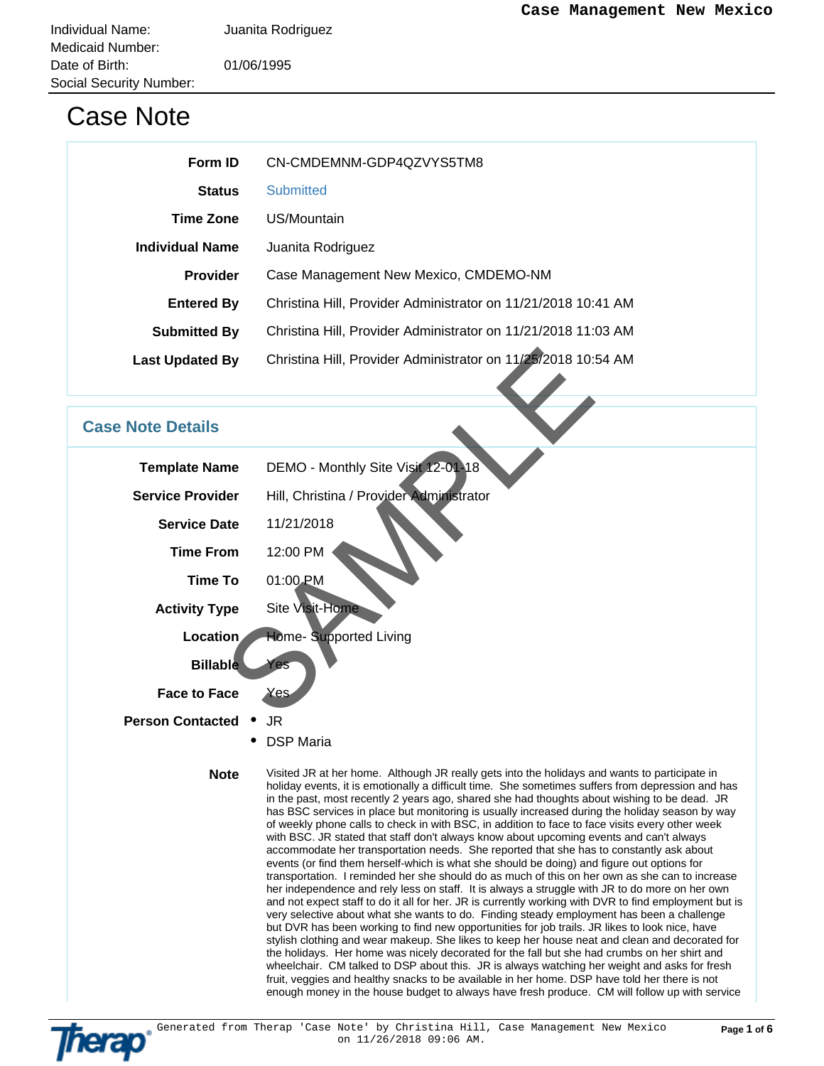Case Management New Mexico

| | |
|---|---|
| Individual Name: | Juanita Rodriguez |
| Medicaid Number: | |
| Date of Birth: | 01/06/1995 |
| Social Security Number: | |

# Case Note

| | |
|---|---|
| **Form ID** | CN-CMDEMNM-GDP4QZVYS5TM8 |
| **Status** | Submitted |
| **Time Zone** | US/Mountain |
| **Individual Name** | Juanita Rodriguez |
| **Provider** | Case Management New Mexico, CMDEMO-NM |
| **Entered By** | Christina Hill, Provider Administrator on 11/21/2018 10:41 AM |
| **Submitted By** | Christina Hill, Provider Administrator on 11/21/2018 11:03 AM |
| **Last Updated By** | Christina Hill, Provider Administrator on 11/25/2018 10:54 AM |

## Case Note Details

| | |
|---|---|
| **Template Name** | DEMO - Monthly Site Visit 12-01-18 |
| **Service Provider** | Hill, Christina / Provider Administrator |
| **Service Date** | 11/21/2018 |
| **Time From** | 12:00 PM |
| **Time To** | 01:00 PM |
| **Activity Type** | Site Visit-Home |
| **Location** | Home- Supported Living |
| **Billable** | Yes |
| **Face to Face** | Yes |
| **Person Contacted** | • JR<br>• DSP Maria |
| **Note** | Visited JR at her home. Although JR really gets into the holidays and wants to participate in holiday events, it is emotionally a difficult time. She sometimes suffers from depression and has in the past, most recently 2 years ago, shared she had thoughts about wishing to be dead. JR has BSC services in place but monitoring is usually increased during the holiday season by way of weekly phone calls to check in with BSC, in addition to face to face visits every other week with BSC. JR stated that staff don't always know about upcoming events and can't always accommodate her transportation needs. She reported that she has to constantly ask about events (or find them herself-which is what she should be doing) and figure out options for transportation. I reminded her she should do as much of this on her own as she can to increase her independence and rely less on staff. It is always a struggle with JR to do more on her own and not expect staff to do it all for her. JR is currently working with DVR to find employment but is very selective about what she wants to do. Finding steady employment has been a challenge but DVR has been working to find new opportunities for job trails. JR likes to look nice, have stylish clothing and wear makeup. She likes to keep her house neat and clean and decorated for the holidays. Her home was nicely decorated for the fall but she had crumbs on her shirt and wheelchair. CM talked to DSP about this. JR is always watching her weight and asks for fresh fruit, veggies and healthy snacks to be available in her home. DSP have told her there is not enough money in the house budget to always have fresh produce. CM will follow up with service |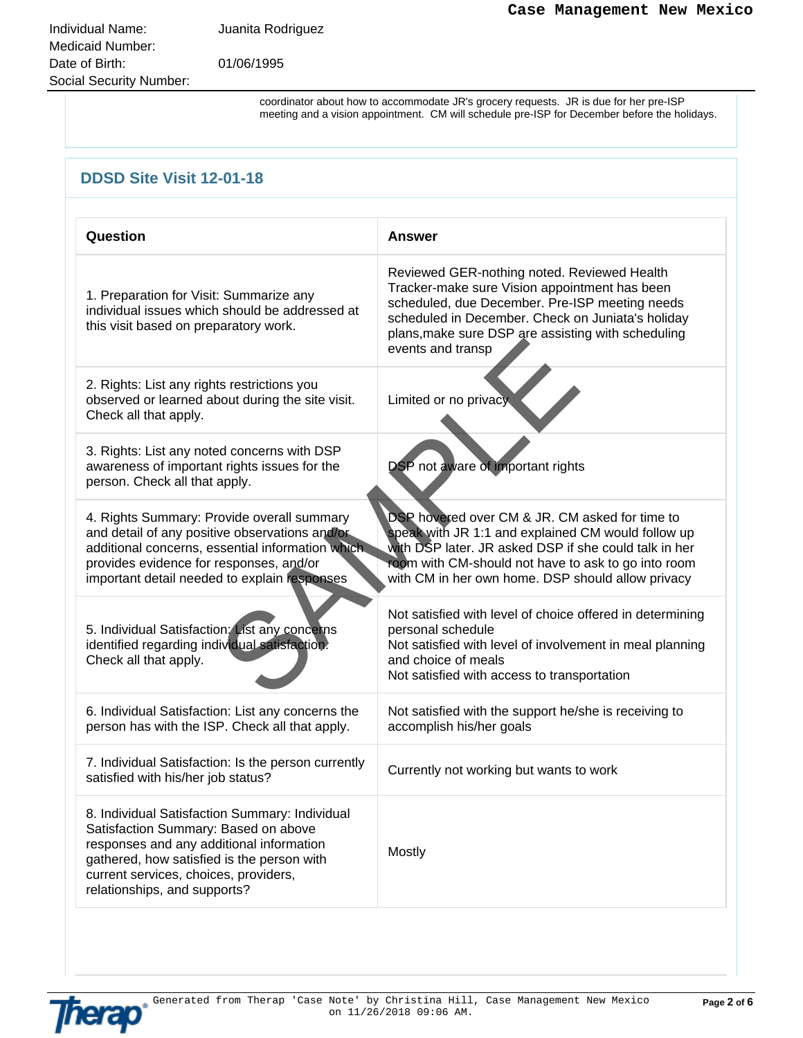| | |
|---|---|
| Individual Name: | Juanita Rodriguez |
| Medicaid Number: | |
| Date of Birth: | 01/06/1995 |
| Social Security Number: | |

coordinator about how to accommodate JR's grocery requests. JR is due for her pre-ISP meeting and a vision appointment. CM will schedule pre-ISP for December before the holidays.

## DDSD Site Visit 12-01-18

| Question | Answer |
|---|---|
| 1. Preparation for Visit: Summarize any individual issues which should be addressed at this visit based on preparatory work. | Reviewed GER-nothing noted. Reviewed Health Tracker-make sure Vision appointment has been scheduled, due December. Pre-ISP meeting needs scheduled in December. Check on Juniata's holiday plans,make sure DSP are assisting with scheduling events and transp |
| 2. Rights: List any rights restrictions you observed or learned about during the site visit. Check all that apply. | Limited or no privacy |
| 3. Rights: List any noted concerns with DSP awareness of important rights issues for the person. Check all that apply. | DSP not aware of important rights |
| 4. Rights Summary: Provide overall summary and detail of any positive observations and/or additional concerns, essential information which provides evidence for responses, and/or important detail needed to explain responses | DSP hovered over CM & JR. CM asked for time to speak with JR 1:1 and explained CM would follow up with DSP later. JR asked DSP if she could talk in her room with CM-should not have to ask to go into room with CM in her own home. DSP should allow privacy |
| 5. Individual Satisfaction: List any concerns identified regarding individual satisfaction. Check all that apply. | Not satisfied with level of choice offered in determining personal schedule<br>Not satisfied with level of involvement in meal planning and choice of meals<br>Not satisfied with access to transportation |
| 6. Individual Satisfaction: List any concerns the person has with the ISP. Check all that apply. | Not satisfied with the support he/she is receiving to accomplish his/her goals |
| 7. Individual Satisfaction: Is the person currently satisfied with his/her job status? | Currently not working but wants to work |
| 8. Individual Satisfaction Summary: Individual Satisfaction Summary: Based on above responses and any additional information gathered, how satisfied is the person with current services, choices, providers, relationships, and supports? | Mostly |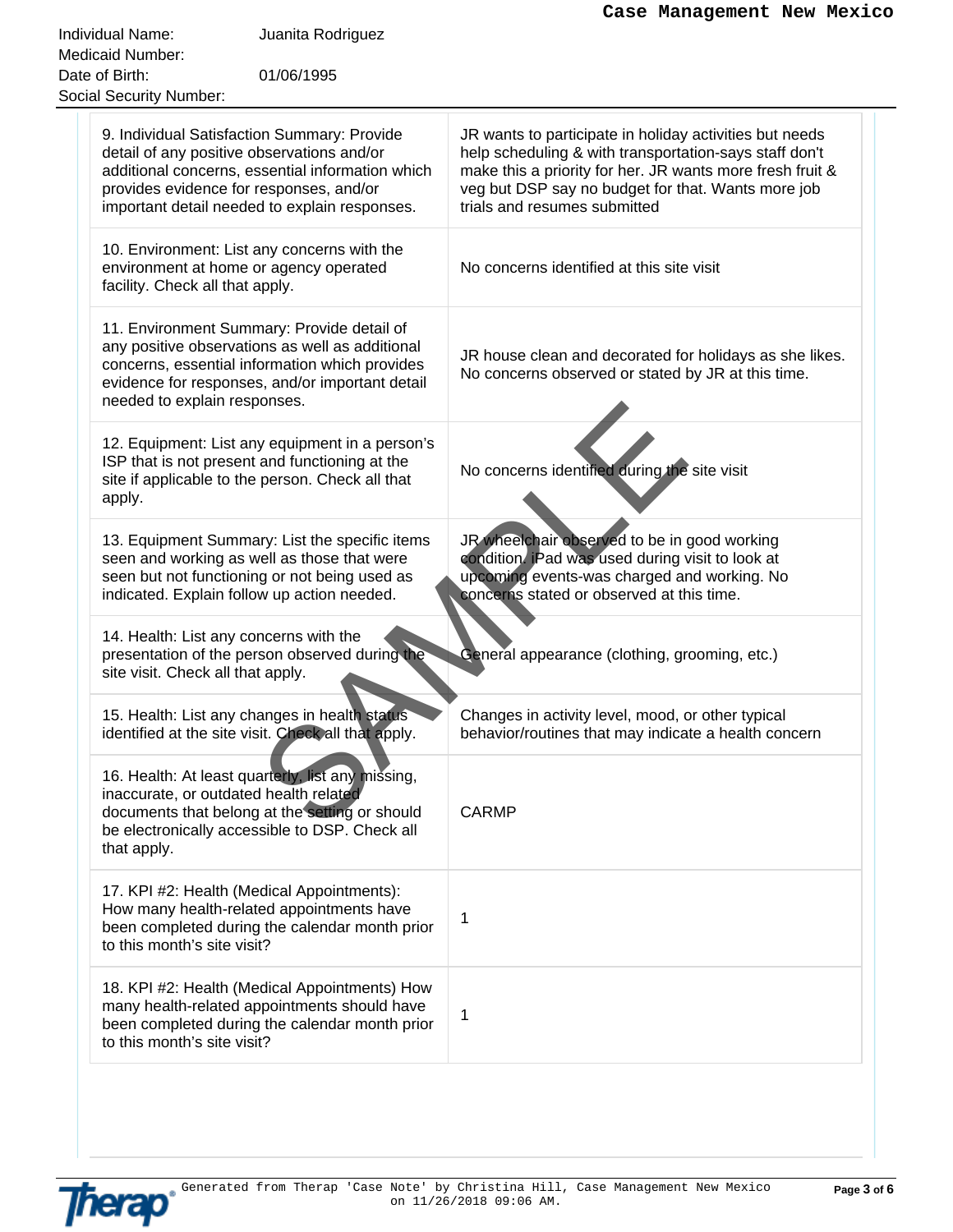| | |
|---|---|
| Individual Name: | Juanita Rodriguez |
| Medicaid Number: | |
| Date of Birth: | 01/06/1995 |
| Social Security Number: | |

| | |
|---|---|
| 9. Individual Satisfaction Summary: Provide detail of any positive observations and/or additional concerns, essential information which provides evidence for responses, and/or important detail needed to explain responses. | JR wants to participate in holiday activities but needs help scheduling & with transportation-says staff don't make this a priority for her. JR wants more fresh fruit & veg but DSP say no budget for that. Wants more job trials and resumes submitted |
| 10. Environment: List any concerns with the environment at home or agency operated facility. Check all that apply. | No concerns identified at this site visit |
| 11. Environment Summary: Provide detail of any positive observations as well as additional concerns, essential information which provides evidence for responses, and/or important detail needed to explain responses. | JR house clean and decorated for holidays as she likes. No concerns observed or stated by JR at this time. |
| 12. Equipment: List any equipment in a person's ISP that is not present and functioning at the site if applicable to the person. Check all that apply. | No concerns identified during the site visit |
| 13. Equipment Summary: List the specific items seen and working as well as those that were seen but not functioning or not being used as indicated. Explain follow up action needed. | JR wheelchair observed to be in good working condition. iPad was used during visit to look at upcoming events-was charged and working. No concerns stated or observed at this time. |
| 14. Health: List any concerns with the presentation of the person observed during the site visit. Check all that apply. | General appearance (clothing, grooming, etc.) |
| 15. Health: List any changes in health status identified at the site visit. Check all that apply. | Changes in activity level, mood, or other typical behavior/routines that may indicate a health concern |
| 16. Health: At least quarterly, list any missing, inaccurate, or outdated health related documents that belong at the setting or should be electronically accessible to DSP. Check all that apply. | CARMP |
| 17. KPI #2: Health (Medical Appointments): How many health-related appointments have been completed during the calendar month prior to this month's site visit? | 1 |
| 18. KPI #2: Health (Medical Appointments) How many health-related appointments should have been completed during the calendar month prior to this month's site visit? | 1 |

SAMPLE

Generated from Therap 'Case Note' by Christina Hill, Case Management New Mexico on 11/26/2018 09:06 AM.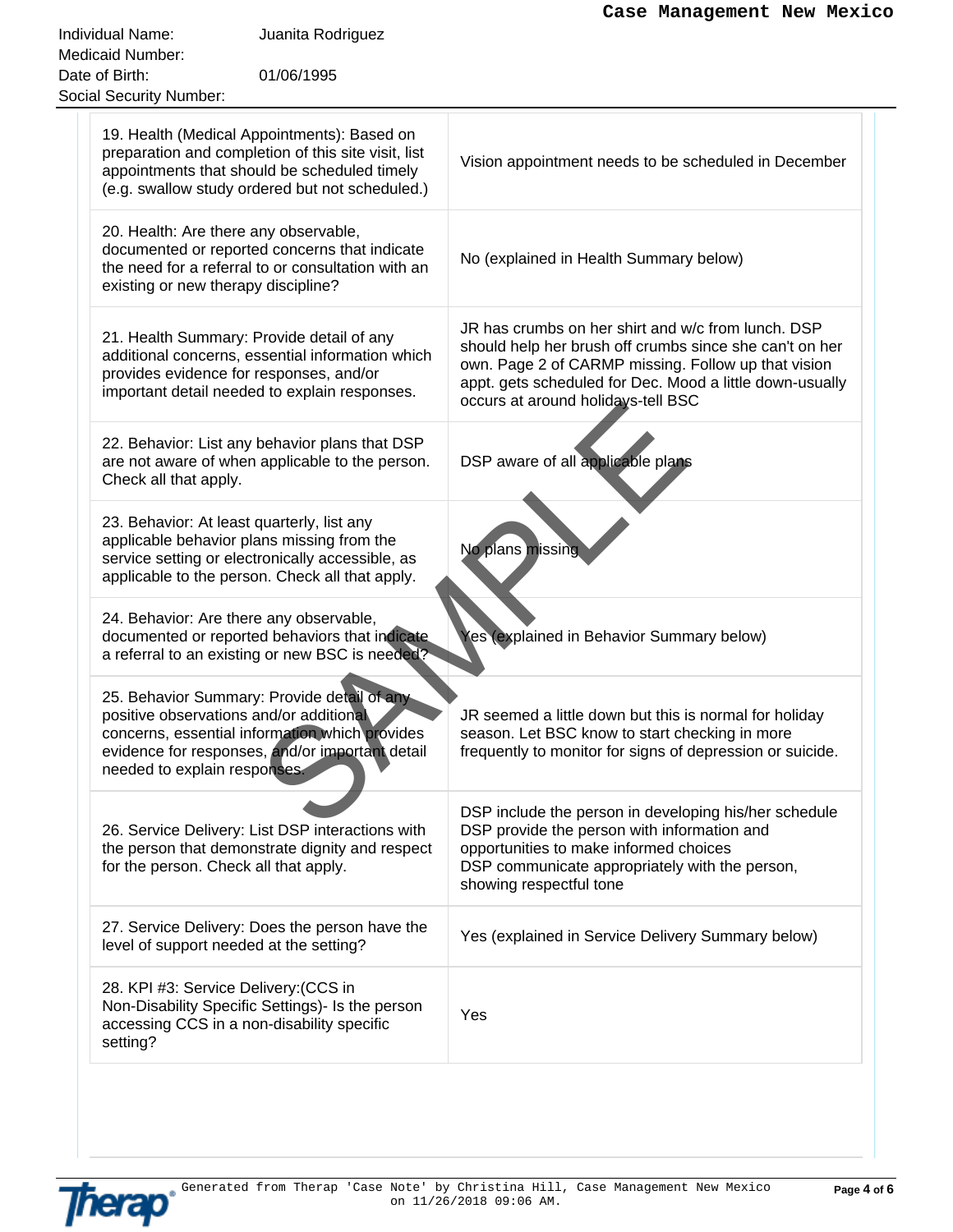Individual Name: Juanita Rodriguez
Medicaid Number:
Date of Birth: 01/06/1995
Social Security Number:

| | |
|---|---|
| 19. Health (Medical Appointments): Based on preparation and completion of this site visit, list appointments that should be scheduled timely (e.g. swallow study ordered but not scheduled.) | Vision appointment needs to be scheduled in December |
| 20. Health: Are there any observable, documented or reported concerns that indicate the need for a referral to or consultation with an existing or new therapy discipline? | No (explained in Health Summary below) |
| 21. Health Summary: Provide detail of any additional concerns, essential information which provides evidence for responses, and/or important detail needed to explain responses. | JR has crumbs on her shirt and w/c from lunch. DSP should help her brush off crumbs since she can't on her own. Page 2 of CARMP missing. Follow up that vision appt. gets scheduled for Dec. Mood a little down-usually occurs at around holidays-tell BSC |
| 22. Behavior: List any behavior plans that DSP are not aware of when applicable to the person. Check all that apply. | DSP aware of all applicable plans |
| 23. Behavior: At least quarterly, list any applicable behavior plans missing from the service setting or electronically accessible, as applicable to the person. Check all that apply. | No plans missing |
| 24. Behavior: Are there any observable, documented or reported behaviors that indicate a referral to an existing or new BSC is needed? | Yes (explained in Behavior Summary below) |
| 25. Behavior Summary: Provide detail of any positive observations and/or additional concerns, essential information which provides evidence for responses, and/or important detail needed to explain responses. | JR seemed a little down but this is normal for holiday season. Let BSC know to start checking in more frequently to monitor for signs of depression or suicide. |
| 26. Service Delivery: List DSP interactions with the person that demonstrate dignity and respect for the person. Check all that apply. | DSP include the person in developing his/her schedule<br>DSP provide the person with information and opportunities to make informed choices<br>DSP communicate appropriately with the person, showing respectful tone |
| 27. Service Delivery: Does the person have the level of support needed at the setting? | Yes (explained in Service Delivery Summary below) |
| 28. KPI #3: Service Delivery:(CCS in Non-Disability Specific Settings)- Is the person accessing CCS in a non-disability specific setting? | Yes |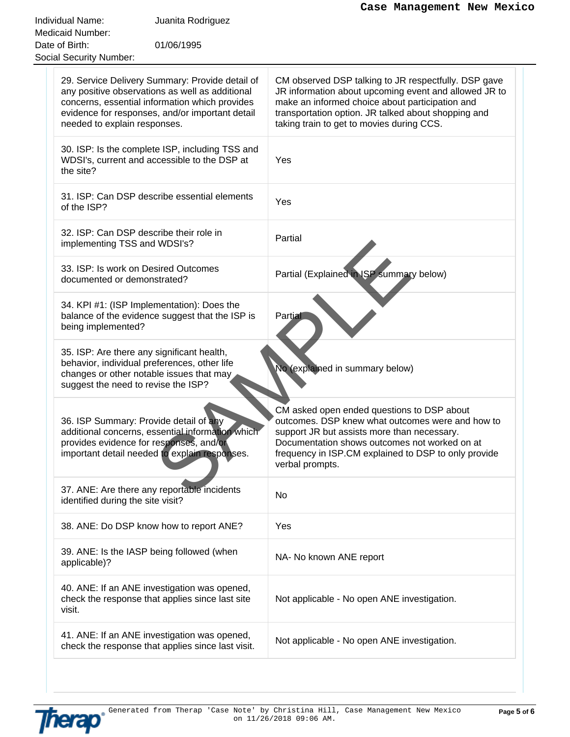| | |
|---|---|
| Individual Name: | Juanita Rodriguez |
| Medicaid Number: | |
| Date of Birth: | 01/06/1995 |
| Social Security Number: | |

| | |
|---|---|
| 29. Service Delivery Summary: Provide detail of any positive observations as well as additional concerns, essential information which provides evidence for responses, and/or important detail needed to explain responses. | CM observed DSP talking to JR respectfully. DSP gave JR information about upcoming event and allowed JR to make an informed choice about participation and transportation option. JR talked about shopping and taking train to get to movies during CCS. |
| 30. ISP: Is the complete ISP, including TSS and WDSI's, current and accessible to the DSP at the site? | Yes |
| 31. ISP: Can DSP describe essential elements of the ISP? | Yes |
| 32. ISP: Can DSP describe their role in implementing TSS and WDSI's? | Partial |
| 33. ISP: Is work on Desired Outcomes documented or demonstrated? | Partial (Explained in ISP summary below) |
| 34. KPI #1: (ISP Implementation): Does the balance of the evidence suggest that the ISP is being implemented? | Partial |
| 35. ISP: Are there any significant health, behavior, individual preferences, other life changes or other notable issues that may suggest the need to revise the ISP? | No (explained in summary below) |
| 36. ISP Summary: Provide detail of any additional concerns, essential information which provides evidence for responses, and/or important detail needed to explain responses. | CM asked open ended questions to DSP about outcomes. DSP knew what outcomes were and how to support JR but assists more than necessary. Documentation shows outcomes not worked on at frequency in ISP.CM explained to DSP to only provide verbal prompts. |
| 37. ANE: Are there any reportable incidents identified during the site visit? | No |
| 38. ANE: Do DSP know how to report ANE? | Yes |
| 39. ANE: Is the IASP being followed (when applicable)? | NA- No known ANE report |
| 40. ANE: If an ANE investigation was opened, check the response that applies since last site visit. | Not applicable - No open ANE investigation. |
| 41. ANE: If an ANE investigation was opened, check the response that applies since last visit. | Not applicable - No open ANE investigation. |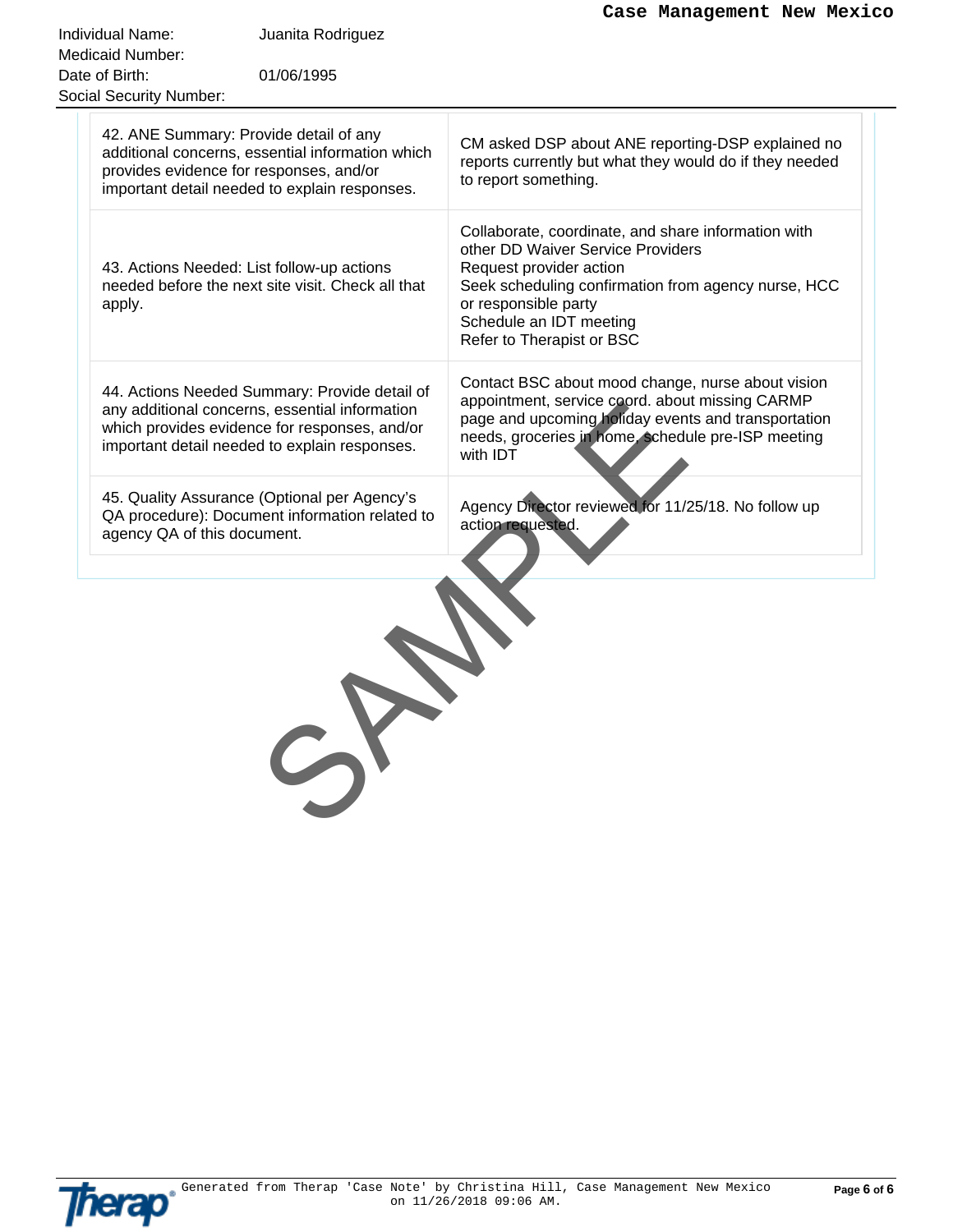Individual Name: Juanita Rodriguez
Medicaid Number:
Date of Birth: 01/06/1995
Social Security Number:

| | |
|---|---|
| 42. ANE Summary: Provide detail of any additional concerns, essential information which provides evidence for responses, and/or important detail needed to explain responses. | CM asked DSP about ANE reporting-DSP explained no reports currently but what they would do if they needed to report something. |
| 43. Actions Needed: List follow-up actions needed before the next site visit. Check all that apply. | Collaborate, coordinate, and share information with other DD Waiver Service Providers<br>Request provider action<br>Seek scheduling confirmation from agency nurse, HCC or responsible party<br>Schedule an IDT meeting<br>Refer to Therapist or BSC |
| 44. Actions Needed Summary: Provide detail of any additional concerns, essential information which provides evidence for responses, and/or important detail needed to explain responses. | Contact BSC about mood change, nurse about vision appointment, service coord. about missing CARMP page and upcoming holiday events and transportation needs, groceries in home, schedule pre-ISP meeting with IDT |
| 45. Quality Assurance (Optional per Agency's QA procedure): Document information related to agency QA of this document. | Agency Director reviewed for 11/25/18. No follow up action requested. |

SAMPLE

Generated from Therap 'Case Note' by Christina Hill, Case Management New Mexico on 11/26/2018 09:06 AM.